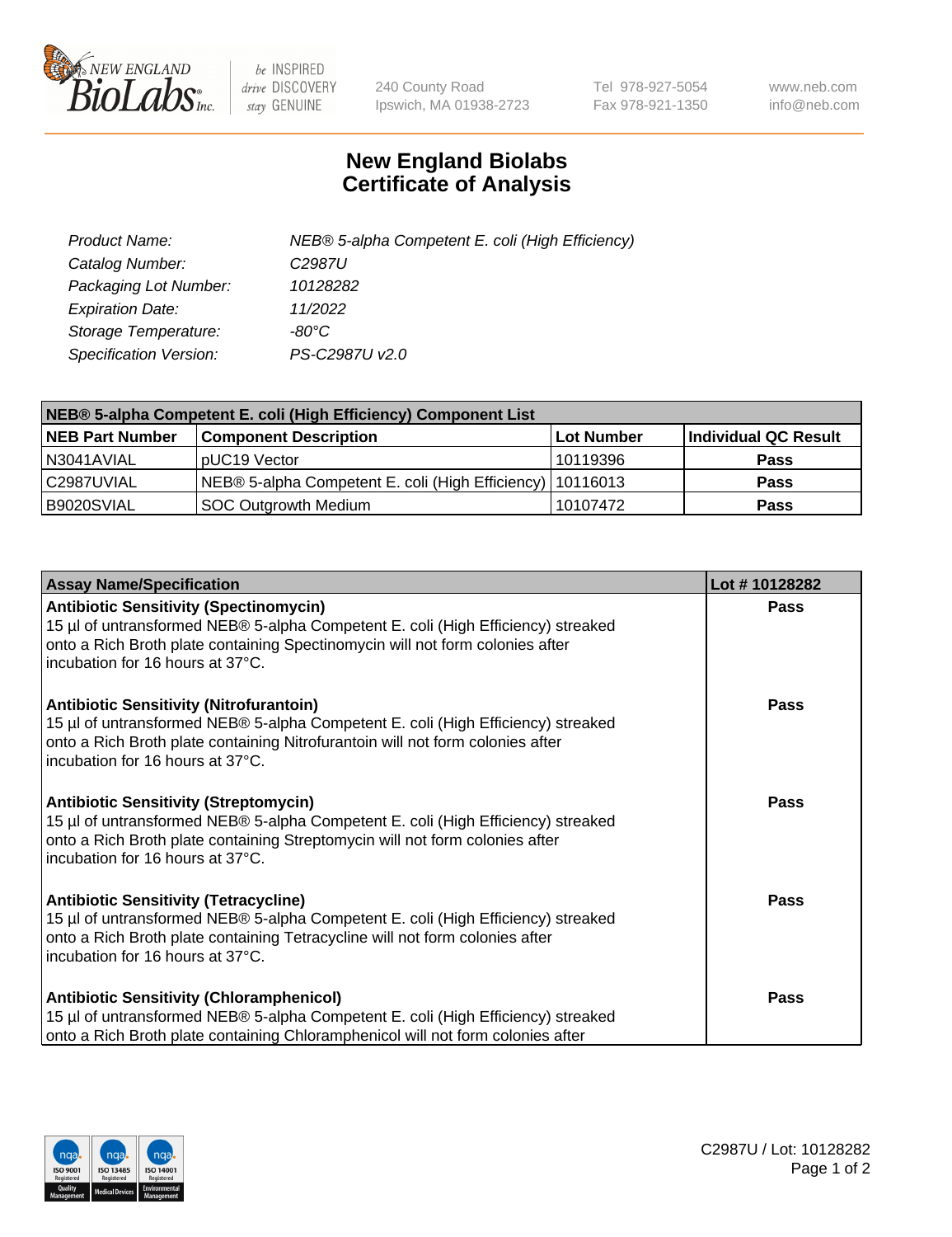# New England Biolabs Certificate of Analysis

| | |
|---|---|
| *Product Name:* | *NEB® 5-alpha Competent E. coli (High Efficiency)* |
| *Catalog Number:* | *C2987U* |
| *Packaging Lot Number:* | *10128282* |
| *Expiration Date:* | *11/2022* |
| *Storage Temperature:* | *-80°C* |
| *Specification Version:* | *PS-C2987U v2.0* |

| NEB® 5-alpha Competent E. coli (High Efficiency) Component List | | | |
|---|---|---|---|
| **NEB Part Number** | **Component Description** | **Lot Number** | **Individual QC Result** |
| N3041AVIAL | pUC19 Vector | 10119396 | **Pass** |
| C2987UVIAL | NEB® 5-alpha Competent E. coli (High Efficiency) | 10116013 | **Pass** |
| B9020SVIAL | SOC Outgrowth Medium | 10107472 | **Pass** |

| Assay Name/Specification | Lot # 10128282 |
|---|---|
| **Antibiotic Sensitivity (Spectinomycin)**<br>15 µl of untransformed NEB® 5-alpha Competent E. coli (High Efficiency) streaked onto a Rich Broth plate containing Spectinomycin will not form colonies after incubation for 16 hours at 37°C. | **Pass** |
| **Antibiotic Sensitivity (Nitrofurantoin)**<br>15 µl of untransformed NEB® 5-alpha Competent E. coli (High Efficiency) streaked onto a Rich Broth plate containing Nitrofurantoin will not form colonies after incubation for 16 hours at 37°C. | **Pass** |
| **Antibiotic Sensitivity (Streptomycin)**<br>15 µl of untransformed NEB® 5-alpha Competent E. coli (High Efficiency) streaked onto a Rich Broth plate containing Streptomycin will not form colonies after incubation for 16 hours at 37°C. | **Pass** |
| **Antibiotic Sensitivity (Tetracycline)**<br>15 µl of untransformed NEB® 5-alpha Competent E. coli (High Efficiency) streaked onto a Rich Broth plate containing Tetracycline will not form colonies after incubation for 16 hours at 37°C. | **Pass** |
| **Antibiotic Sensitivity (Chloramphenicol)**<br>15 µl of untransformed NEB® 5-alpha Competent E. coli (High Efficiency) streaked onto a Rich Broth plate containing Chloramphenicol will not form colonies after | **Pass** |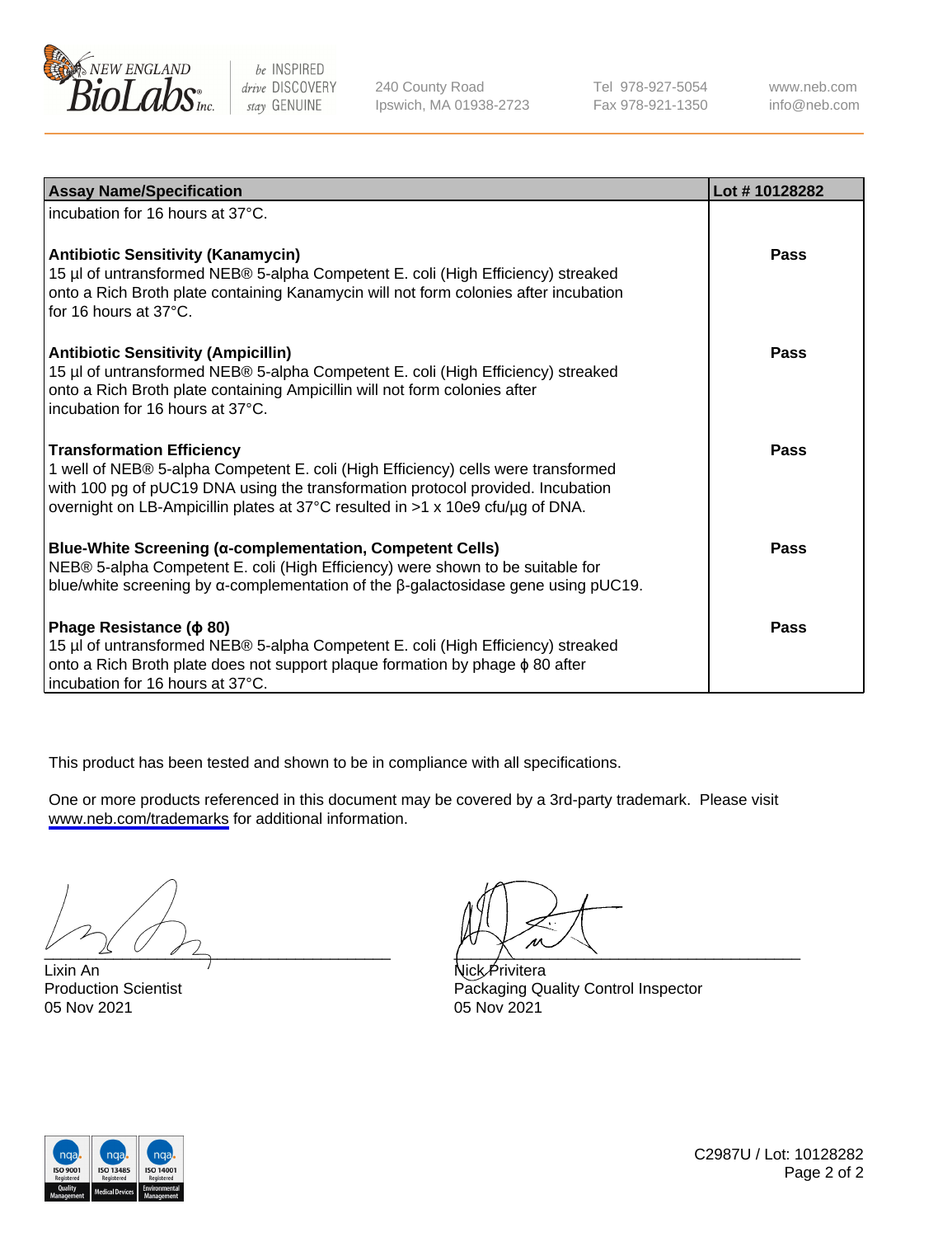| Assay Name/Specification | Lot # 10128282 |
|---|---|
| incubation for 16 hours at 37°C. | |
| **Antibiotic Sensitivity (Kanamycin)**<br>15 µl of untransformed NEB® 5-alpha Competent E. coli (High Efficiency) streaked onto a Rich Broth plate containing Kanamycin will not form colonies after incubation for 16 hours at 37°C. | Pass |
| **Antibiotic Sensitivity (Ampicillin)**<br>15 µl of untransformed NEB® 5-alpha Competent E. coli (High Efficiency) streaked onto a Rich Broth plate containing Ampicillin will not form colonies after incubation for 16 hours at 37°C. | Pass |
| **Transformation Efficiency**<br>1 well of NEB® 5-alpha Competent E. coli (High Efficiency) cells were transformed with 100 pg of pUC19 DNA using the transformation protocol provided. Incubation overnight on LB-Ampicillin plates at 37°C resulted in >1 x 10e9 cfu/µg of DNA. | Pass |
| **Blue-White Screening (α-complementation, Competent Cells)**<br>NEB® 5-alpha Competent E. coli (High Efficiency) were shown to be suitable for blue/white screening by α-complementation of the β-galactosidase gene using pUC19. | Pass |
| **Phage Resistance (ϕ 80)**<br>15 µl of untransformed NEB® 5-alpha Competent E. coli (High Efficiency) streaked onto a Rich Broth plate does not support plaque formation by phage ϕ 80 after incubation for 16 hours at 37°C. | Pass |

This product has been tested and shown to be in compliance with all specifications.

One or more products referenced in this document may be covered by a 3rd-party trademark. Please visit www.neb.com/trademarks for additional information.

Lixin An
Production Scientist
05 Nov 2021

Nick Privitera
Packaging Quality Control Inspector
05 Nov 2021

C2987U / Lot: 10128282